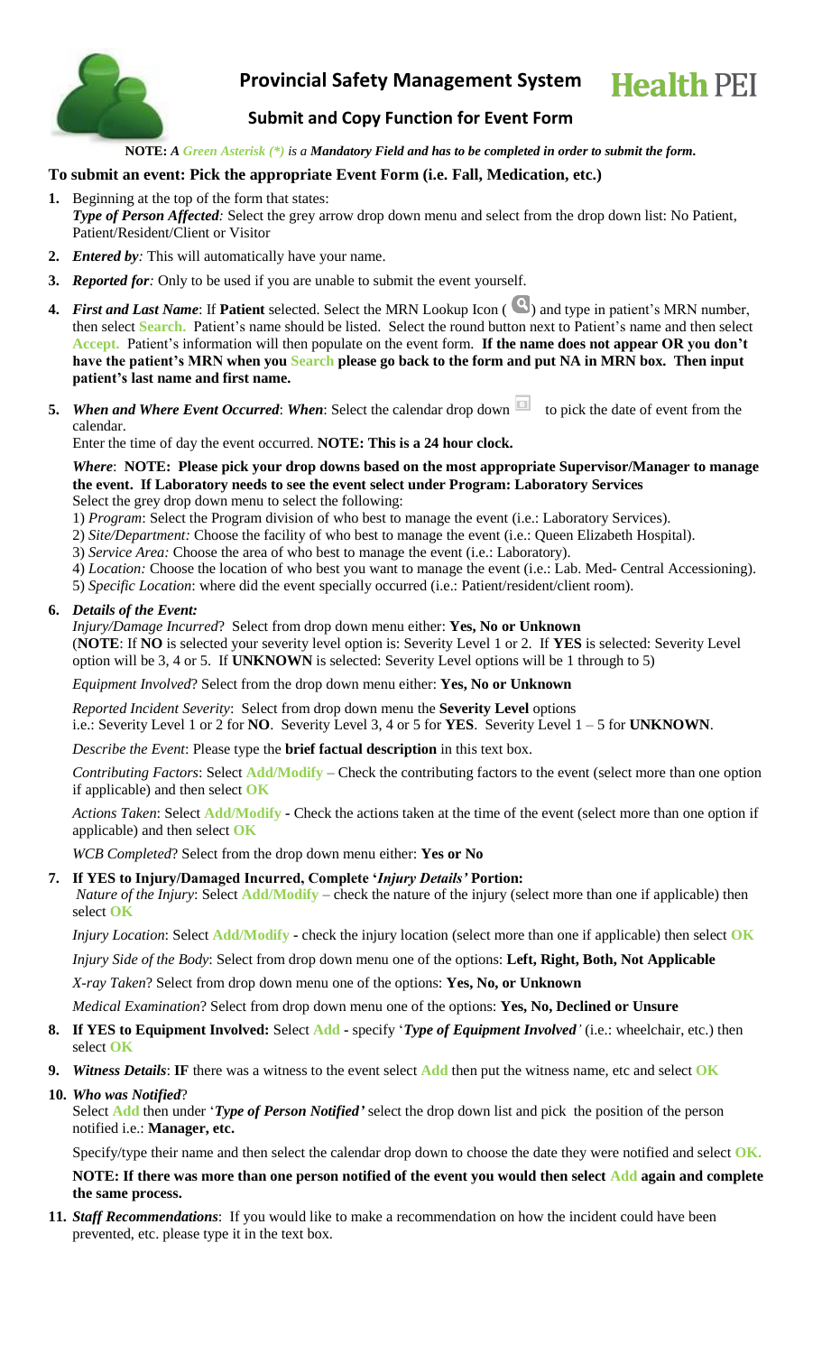# Provincial Safety Management System

**Health PEI**

## Submit and Copy Function for Event Form

**NOTE:** *A Green Asterisk (*) is a **Mandatory Field** and has to be completed in order to submit the form.*

**To submit an event: Pick the appropriate Event Form (i.e. Fall, Medication, etc.)**

1. Beginning at the top of the form that states:
   ***Type of Person Affected**:* Select the grey arrow drop down menu and select from the drop down list: No Patient, Patient/Resident/Client or Visitor
2. ***Entered by**:* This will automatically have your name.
3. ***Reported for**:* Only to be used if you are unable to submit the event yourself.
4. ***First and Last Name***: If **Patient** selected. Select the MRN Lookup Icon ( ) and type in patient's MRN number, then select **Search.** Patient's name should be listed. Select the round button next to Patient's name and then select **Accept.** Patient's information will then populate on the event form. **If the name does not appear OR you don't have the patient's MRN when you Search please go back to the form and put NA in MRN box. Then input patient's last name and first name.**
5. ***When and Where Event Occurred***: ***When***: Select the calendar drop down to pick the date of event from the calendar.

   Enter the time of day the event occurred. **NOTE: This is a 24 hour clock.**

   ***Where***: **NOTE: Please pick your drop downs based on the most appropriate Supervisor/Manager to manage the event. If Laboratory needs to see the event select under Program: Laboratory Services**
   Select the grey drop down menu to select the following:
   1) *Program*: Select the Program division of who best to manage the event (i.e.: Laboratory Services).
   2) *Site/Department:* Choose the facility of who best to manage the event (i.e.: Queen Elizabeth Hospital).
   3) *Service Area:* Choose the area of who best to manage the event (i.e.: Laboratory).
   4) *Location:* Choose the location of who best you want to manage the event (i.e.: Lab. Med- Central Accessioning).
   5) *Specific Location*: where did the event specially occurred (i.e.: Patient/resident/client room).
6. ***Details of the Event:***

   *Injury/Damage Incurred*? Select from drop down menu either: **Yes, No or Unknown**
   (**NOTE**: If **NO** is selected your severity level option is: Severity Level 1 or 2. If **YES** is selected: Severity Level option will be 3, 4 or 5. If **UNKNOWN** is selected: Severity Level options will be 1 through to 5)

   *Equipment Involved*? Select from the drop down menu either: **Yes, No or Unknown**

   *Reported Incident Severity*: Select from drop down menu the **Severity Level** options
   i.e.: Severity Level 1 or 2 for **NO**. Severity Level 3, 4 or 5 for **YES**. Severity Level 1 – 5 for **UNKNOWN**.

   *Describe the Event*: Please type the **brief factual description** in this text box.

   *Contributing Factors*: Select **Add/Modify** – Check the contributing factors to the event (select more than one option if applicable) and then select **OK**

   *Actions Taken*: Select **Add/Modify** - Check the actions taken at the time of the event (select more than one option if applicable) and then select **OK**

   *WCB Completed*? Select from the drop down menu either: **Yes or No**
7. **If YES to Injury/Damaged Incurred, Complete '*Injury Details'* Portion:**

   *Nature of the Injury*: Select **Add/Modify** – check the nature of the injury (select more than one if applicable) then select **OK**

   *Injury Location*: Select **Add/Modify** - check the injury location (select more than one if applicable) then select **OK**

   *Injury Side of the Body*: Select from drop down menu one of the options: **Left, Right, Both, Not Applicable**

   *X-ray Taken*? Select from drop down menu one of the options: **Yes, No, or Unknown**

   *Medical Examination*? Select from drop down menu one of the options: **Yes, No, Declined or Unsure**
8. **If YES to Equipment Involved:** Select **Add** - specify '***Type of Equipment Involved**'* (i.e.: wheelchair, etc.) then select **OK**
9. ***Witness Details***: **IF** there was a witness to the event select **Add** then put the witness name, etc and select **OK**
10. ***Who was Notified***?

    Select **Add** then under '***Type of Person Notified***' select the drop down list and pick the position of the person notified i.e.: **Manager, etc.**

    Specify/type their name and then select the calendar drop down to choose the date they were notified and select **OK.**

    **NOTE: If there was more than one person notified of the event you would then select Add again and complete the same process.**
11. ***Staff Recommendations***: If you would like to make a recommendation on how the incident could have been prevented, etc. please type it in the text box.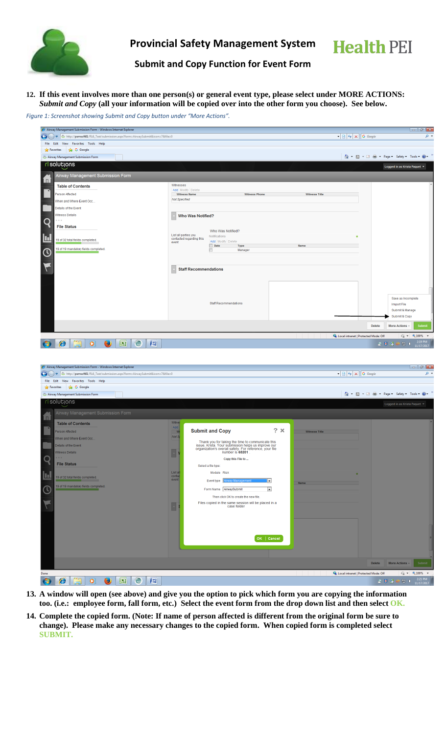# Provincial Safety Management System

## Submit and Copy Function for Event Form

12. **If this event involves more than one person(s) or general event type, please select under MORE ACTIONS: *Submit and Copy* (all your information will be copied over into the other form you choose). See below.**

*Figure 1: Screenshot showing Submit and Copy button under "More Actions".*

13. **A window will open (see above) and give you the option to pick which form you are copying the information too. (i.e.: employee form, fall form, etc.) Select the event form from the drop down list and then select OK.**

14. **Complete the copied form. (Note: If name of person affected is different from the original form be sure to change). Please make any necessary changes to the copied form. When copied form is completed select SUBMIT.**